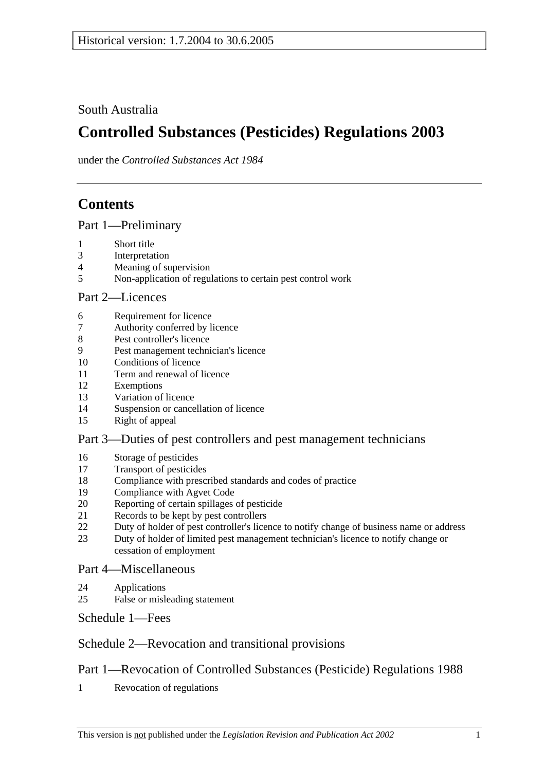Historical version: 1.7.2004 to 30.6.2005

South Australia

# Controlled Substances (Pesticides) Regulations 2003

under the *Controlled Substances Act 1984*

## Contents

### Part 1—Preliminary

1 Short title
3 Interpretation
4 Meaning of supervision
5 Non-application of regulations to certain pest control work

### Part 2—Licences

6 Requirement for licence
7 Authority conferred by licence
8 Pest controller's licence
9 Pest management technician's licence
10 Conditions of licence
11 Term and renewal of licence
12 Exemptions
13 Variation of licence
14 Suspension or cancellation of licence
15 Right of appeal

### Part 3—Duties of pest controllers and pest management technicians

16 Storage of pesticides
17 Transport of pesticides
18 Compliance with prescribed standards and codes of practice
19 Compliance with Agvet Code
20 Reporting of certain spillages of pesticide
21 Records to be kept by pest controllers
22 Duty of holder of pest controller's licence to notify change of business name or address
23 Duty of holder of limited pest management technician's licence to notify change or cessation of employment

### Part 4—Miscellaneous

24 Applications
25 False or misleading statement

### Schedule 1—Fees

### Schedule 2—Revocation and transitional provisions

### Part 1—Revocation of Controlled Substances (Pesticide) Regulations 1988

1 Revocation of regulations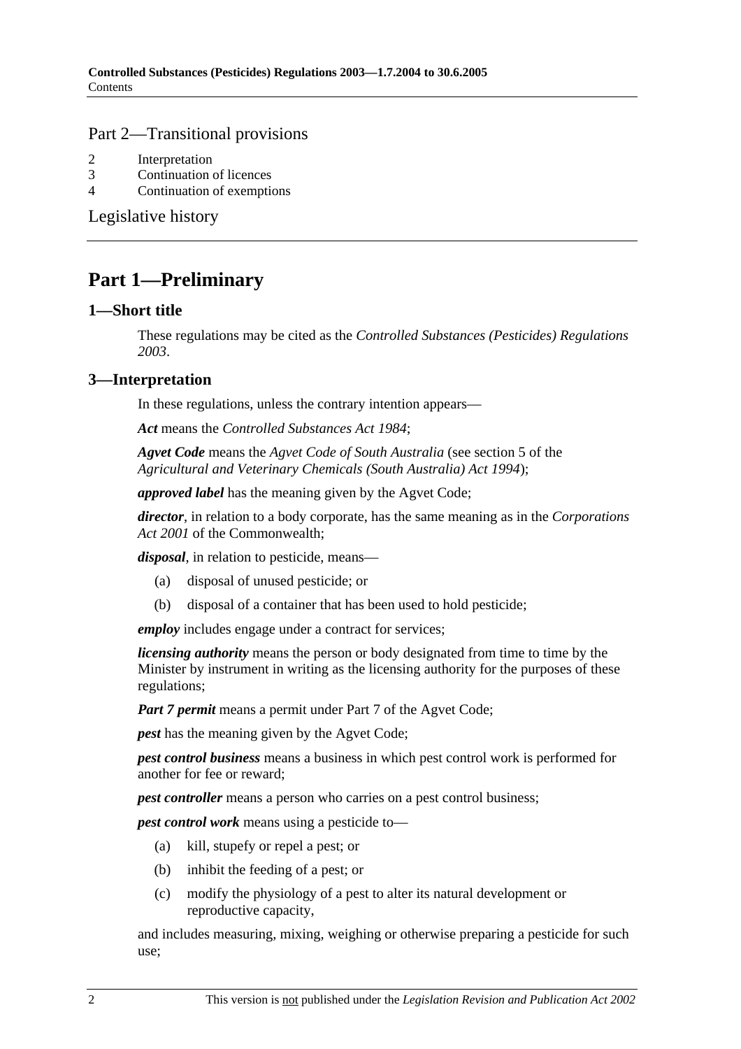## Part 2—Transitional provisions

2 Interpretation
3 Continuation of licences
4 Continuation of exemptions

Legislative history

# Part 1—Preliminary

## 1—Short title

These regulations may be cited as the *Controlled Substances (Pesticides) Regulations 2003*.

## 3—Interpretation

In these regulations, unless the contrary intention appears—

***Act*** means the *Controlled Substances Act 1984*;

***Agvet Code*** means the *Agvet Code of South Australia* (see section 5 of the *Agricultural and Veterinary Chemicals (South Australia) Act 1994*);

***approved label*** has the meaning given by the Agvet Code;

***director***, in relation to a body corporate, has the same meaning as in the *Corporations Act 2001* of the Commonwealth;

***disposal***, in relation to pesticide, means—

(a) disposal of unused pesticide; or

(b) disposal of a container that has been used to hold pesticide;

***employ*** includes engage under a contract for services;

***licensing authority*** means the person or body designated from time to time by the Minister by instrument in writing as the licensing authority for the purposes of these regulations;

***Part 7 permit*** means a permit under Part 7 of the Agvet Code;

***pest*** has the meaning given by the Agvet Code;

***pest control business*** means a business in which pest control work is performed for another for fee or reward;

***pest controller*** means a person who carries on a pest control business;

***pest control work*** means using a pesticide to—

(a) kill, stupefy or repel a pest; or

(b) inhibit the feeding of a pest; or

(c) modify the physiology of a pest to alter its natural development or reproductive capacity,

and includes measuring, mixing, weighing or otherwise preparing a pesticide for such use;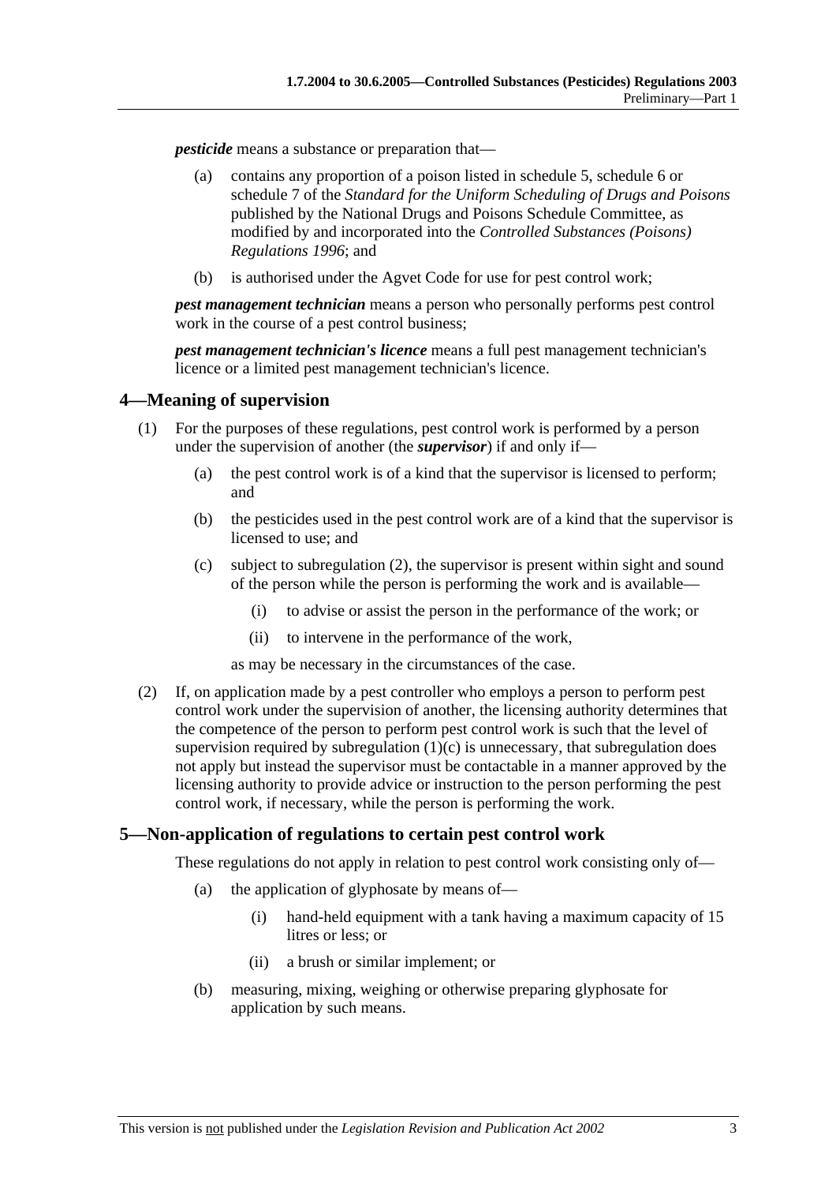***pesticide*** means a substance or preparation that—

(a) contains any proportion of a poison listed in schedule 5, schedule 6 or schedule 7 of the *Standard for the Uniform Scheduling of Drugs and Poisons* published by the National Drugs and Poisons Schedule Committee, as modified by and incorporated into the *Controlled Substances (Poisons) Regulations 1996*; and

(b) is authorised under the Agvet Code for use for pest control work;

***pest management technician*** means a person who personally performs pest control work in the course of a pest control business;

***pest management technician's licence*** means a full pest management technician's licence or a limited pest management technician's licence.

## 4—Meaning of supervision

(1) For the purposes of these regulations, pest control work is performed by a person under the supervision of another (the ***supervisor***) if and only if—

(a) the pest control work is of a kind that the supervisor is licensed to perform; and

(b) the pesticides used in the pest control work are of a kind that the supervisor is licensed to use; and

(c) subject to subregulation (2), the supervisor is present within sight and sound of the person while the person is performing the work and is available—

(i) to advise or assist the person in the performance of the work; or

(ii) to intervene in the performance of the work,

as may be necessary in the circumstances of the case.

(2) If, on application made by a pest controller who employs a person to perform pest control work under the supervision of another, the licensing authority determines that the competence of the person to perform pest control work is such that the level of supervision required by subregulation (1)(c) is unnecessary, that subregulation does not apply but instead the supervisor must be contactable in a manner approved by the licensing authority to provide advice or instruction to the person performing the pest control work, if necessary, while the person is performing the work.

## 5—Non-application of regulations to certain pest control work

These regulations do not apply in relation to pest control work consisting only of—

(a) the application of glyphosate by means of—

(i) hand-held equipment with a tank having a maximum capacity of 15 litres or less; or

(ii) a brush or similar implement; or

(b) measuring, mixing, weighing or otherwise preparing glyphosate for application by such means.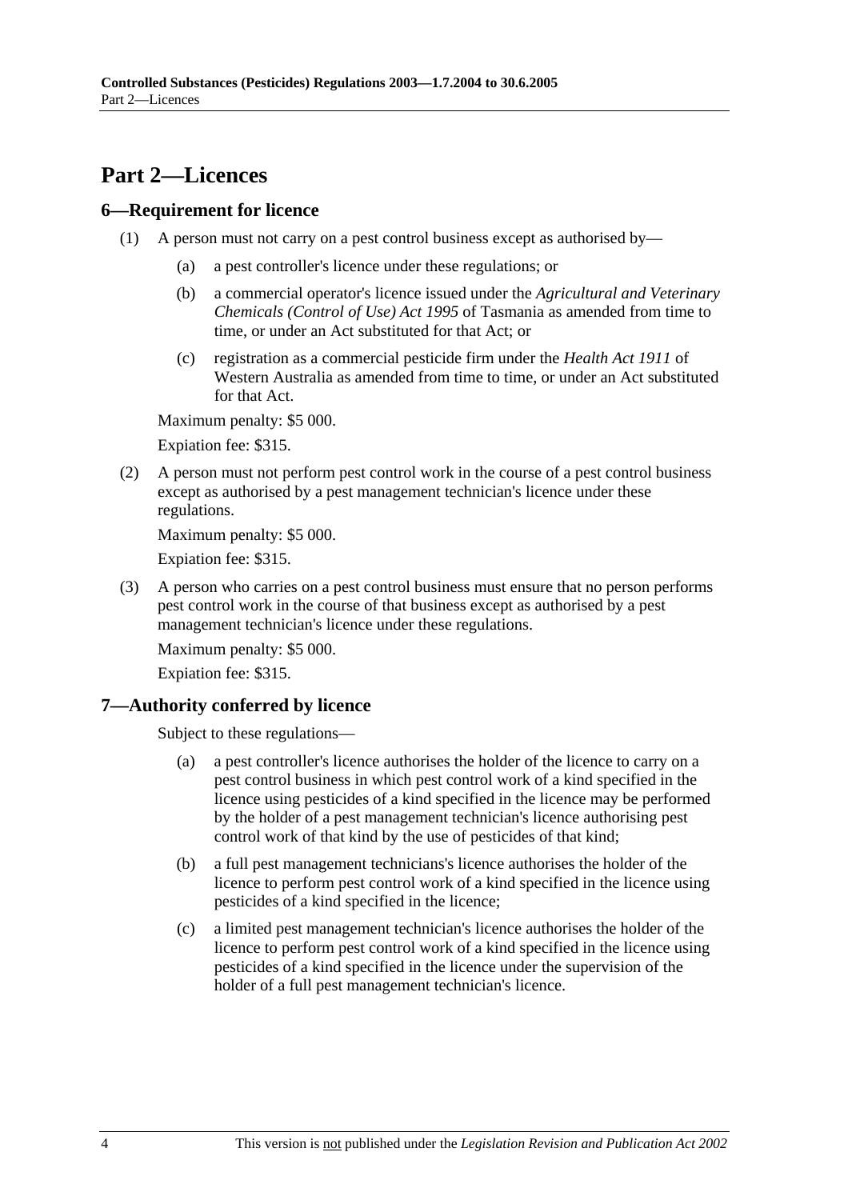# Part 2—Licences

## 6—Requirement for licence

(1) A person must not carry on a pest control business except as authorised by—

   (a) a pest controller's licence under these regulations; or

   (b) a commercial operator's licence issued under the *Agricultural and Veterinary Chemicals (Control of Use) Act 1995* of Tasmania as amended from time to time, or under an Act substituted for that Act; or

   (c) registration as a commercial pesticide firm under the *Health Act 1911* of Western Australia as amended from time to time, or under an Act substituted for that Act.

   Maximum penalty: $5 000.

   Expiation fee: $315.

(2) A person must not perform pest control work in the course of a pest control business except as authorised by a pest management technician's licence under these regulations.

   Maximum penalty: $5 000.

   Expiation fee: $315.

(3) A person who carries on a pest control business must ensure that no person performs pest control work in the course of that business except as authorised by a pest management technician's licence under these regulations.

   Maximum penalty: $5 000.

   Expiation fee: $315.

## 7—Authority conferred by licence

Subject to these regulations—

   (a) a pest controller's licence authorises the holder of the licence to carry on a pest control business in which pest control work of a kind specified in the licence using pesticides of a kind specified in the licence may be performed by the holder of a pest management technician's licence authorising pest control work of that kind by the use of pesticides of that kind;

   (b) a full pest management technicians's licence authorises the holder of the licence to perform pest control work of a kind specified in the licence using pesticides of a kind specified in the licence;

   (c) a limited pest management technician's licence authorises the holder of the licence to perform pest control work of a kind specified in the licence using pesticides of a kind specified in the licence under the supervision of the holder of a full pest management technician's licence.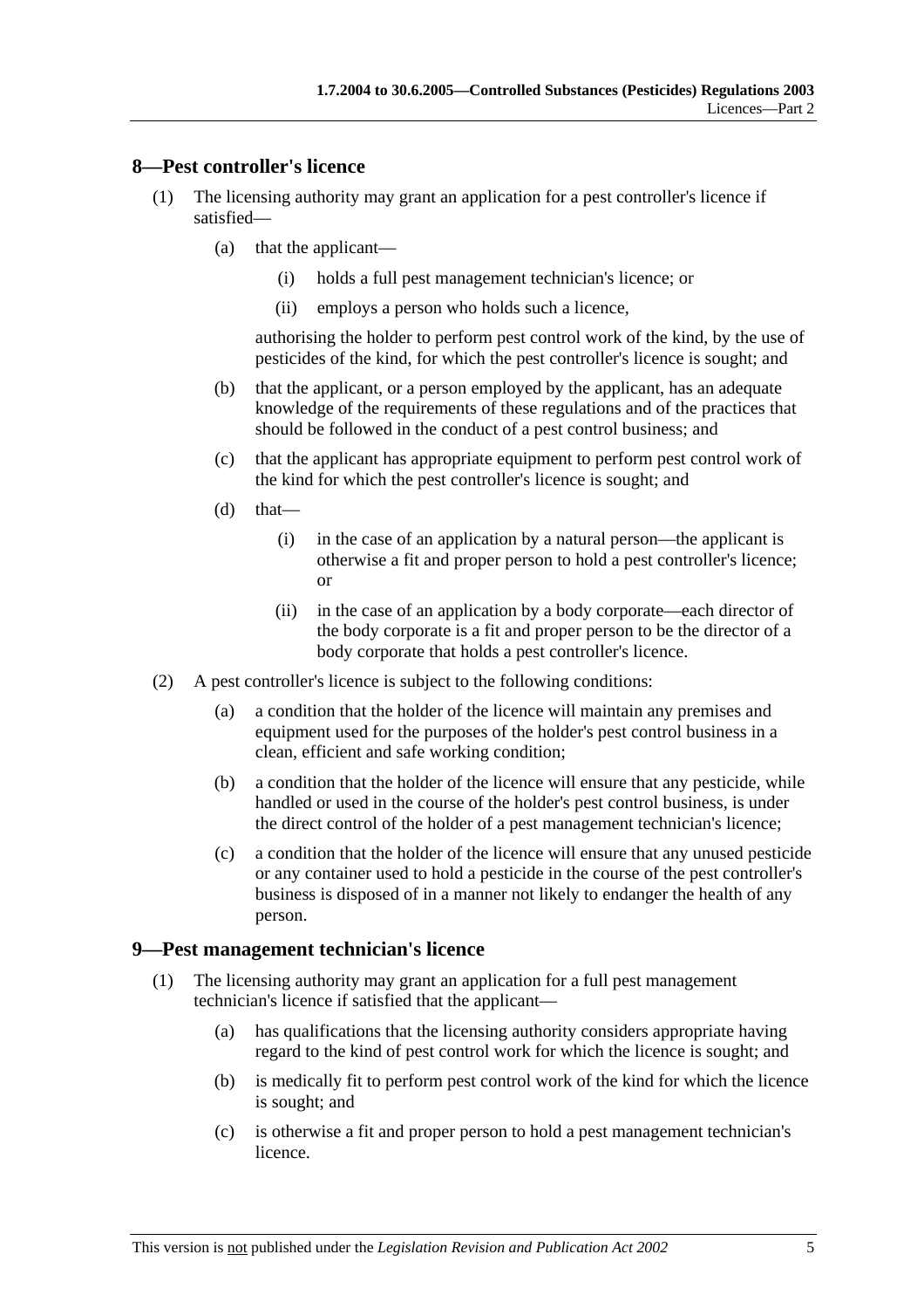## 8—Pest controller's licence

(1) The licensing authority may grant an application for a pest controller's licence if satisfied—

(a) that the applicant—

(i) holds a full pest management technician's licence; or

(ii) employs a person who holds such a licence,

authorising the holder to perform pest control work of the kind, by the use of pesticides of the kind, for which the pest controller's licence is sought; and

(b) that the applicant, or a person employed by the applicant, has an adequate knowledge of the requirements of these regulations and of the practices that should be followed in the conduct of a pest control business; and

(c) that the applicant has appropriate equipment to perform pest control work of the kind for which the pest controller's licence is sought; and

(d) that—

(i) in the case of an application by a natural person—the applicant is otherwise a fit and proper person to hold a pest controller's licence; or

(ii) in the case of an application by a body corporate—each director of the body corporate is a fit and proper person to be the director of a body corporate that holds a pest controller's licence.

(2) A pest controller's licence is subject to the following conditions:

(a) a condition that the holder of the licence will maintain any premises and equipment used for the purposes of the holder's pest control business in a clean, efficient and safe working condition;

(b) a condition that the holder of the licence will ensure that any pesticide, while handled or used in the course of the holder's pest control business, is under the direct control of the holder of a pest management technician's licence;

(c) a condition that the holder of the licence will ensure that any unused pesticide or any container used to hold a pesticide in the course of the pest controller's business is disposed of in a manner not likely to endanger the health of any person.

## 9—Pest management technician's licence

(1) The licensing authority may grant an application for a full pest management technician's licence if satisfied that the applicant—

(a) has qualifications that the licensing authority considers appropriate having regard to the kind of pest control work for which the licence is sought; and

(b) is medically fit to perform pest control work of the kind for which the licence is sought; and

(c) is otherwise a fit and proper person to hold a pest management technician's licence.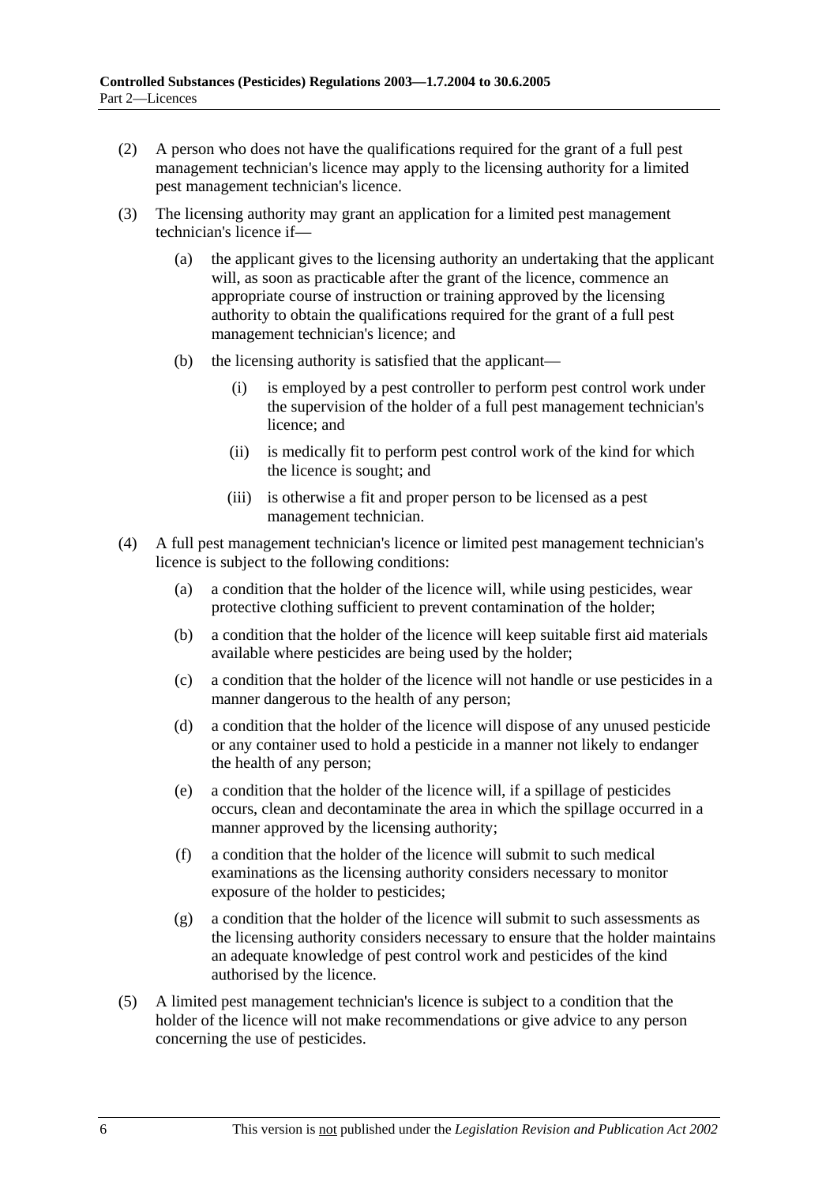(2) A person who does not have the qualifications required for the grant of a full pest management technician's licence may apply to the licensing authority for a limited pest management technician's licence.

(3) The licensing authority may grant an application for a limited pest management technician's licence if—

   (a) the applicant gives to the licensing authority an undertaking that the applicant will, as soon as practicable after the grant of the licence, commence an appropriate course of instruction or training approved by the licensing authority to obtain the qualifications required for the grant of a full pest management technician's licence; and

   (b) the licensing authority is satisfied that the applicant—

      (i) is employed by a pest controller to perform pest control work under the supervision of the holder of a full pest management technician's licence; and

      (ii) is medically fit to perform pest control work of the kind for which the licence is sought; and

      (iii) is otherwise a fit and proper person to be licensed as a pest management technician.

(4) A full pest management technician's licence or limited pest management technician's licence is subject to the following conditions:

   (a) a condition that the holder of the licence will, while using pesticides, wear protective clothing sufficient to prevent contamination of the holder;

   (b) a condition that the holder of the licence will keep suitable first aid materials available where pesticides are being used by the holder;

   (c) a condition that the holder of the licence will not handle or use pesticides in a manner dangerous to the health of any person;

   (d) a condition that the holder of the licence will dispose of any unused pesticide or any container used to hold a pesticide in a manner not likely to endanger the health of any person;

   (e) a condition that the holder of the licence will, if a spillage of pesticides occurs, clean and decontaminate the area in which the spillage occurred in a manner approved by the licensing authority;

   (f) a condition that the holder of the licence will submit to such medical examinations as the licensing authority considers necessary to monitor exposure of the holder to pesticides;

   (g) a condition that the holder of the licence will submit to such assessments as the licensing authority considers necessary to ensure that the holder maintains an adequate knowledge of pest control work and pesticides of the kind authorised by the licence.

(5) A limited pest management technician's licence is subject to a condition that the holder of the licence will not make recommendations or give advice to any person concerning the use of pesticides.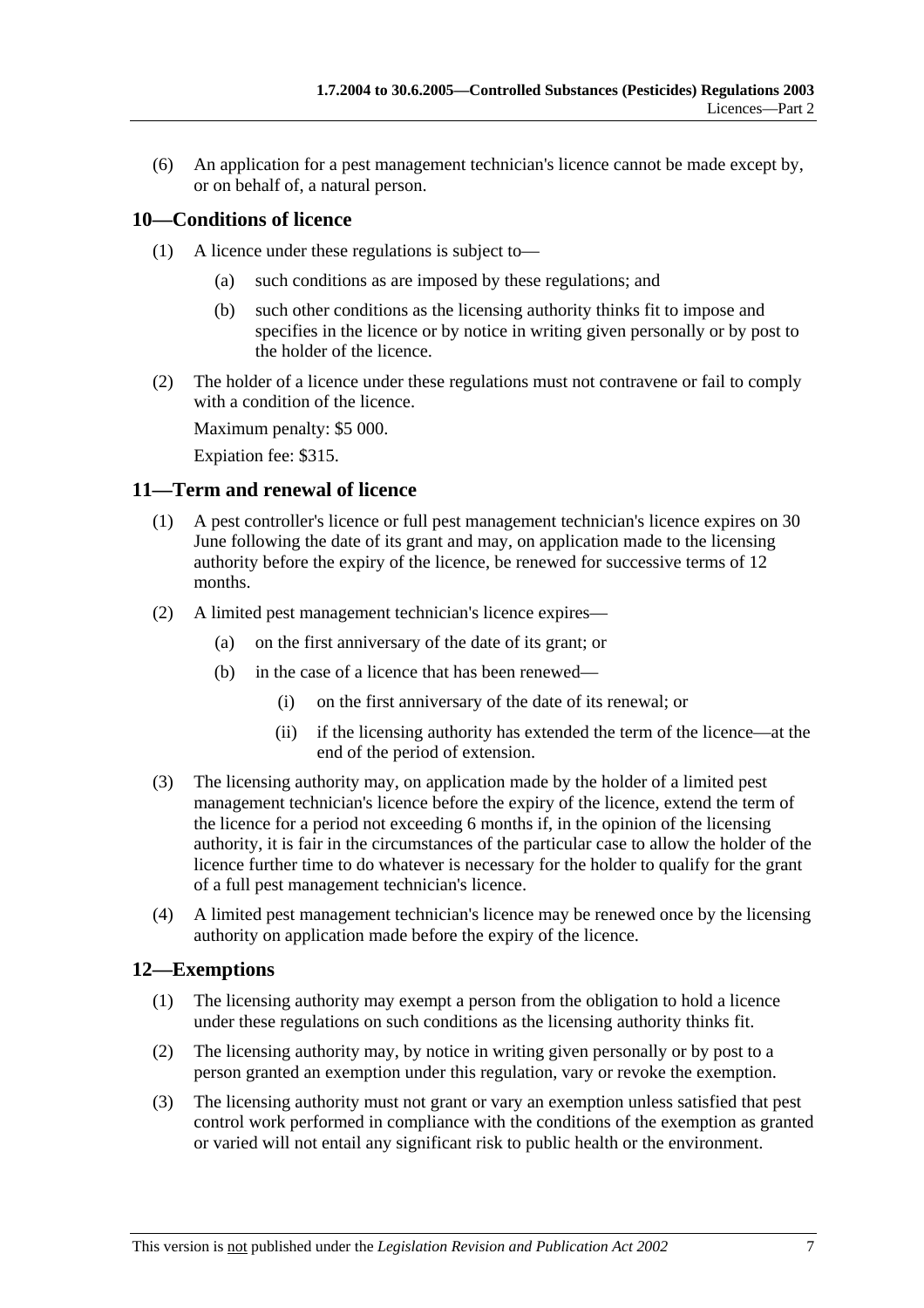(6) An application for a pest management technician's licence cannot be made except by, or on behalf of, a natural person.

## 10—Conditions of licence

(1) A licence under these regulations is subject to—

(a) such conditions as are imposed by these regulations; and

(b) such other conditions as the licensing authority thinks fit to impose and specifies in the licence or by notice in writing given personally or by post to the holder of the licence.

(2) The holder of a licence under these regulations must not contravene or fail to comply with a condition of the licence.

Maximum penalty: $5 000.

Expiation fee: $315.

## 11—Term and renewal of licence

(1) A pest controller's licence or full pest management technician's licence expires on 30 June following the date of its grant and may, on application made to the licensing authority before the expiry of the licence, be renewed for successive terms of 12 months.

(2) A limited pest management technician's licence expires—

(a) on the first anniversary of the date of its grant; or

(b) in the case of a licence that has been renewed—

(i) on the first anniversary of the date of its renewal; or

(ii) if the licensing authority has extended the term of the licence—at the end of the period of extension.

(3) The licensing authority may, on application made by the holder of a limited pest management technician's licence before the expiry of the licence, extend the term of the licence for a period not exceeding 6 months if, in the opinion of the licensing authority, it is fair in the circumstances of the particular case to allow the holder of the licence further time to do whatever is necessary for the holder to qualify for the grant of a full pest management technician's licence.

(4) A limited pest management technician's licence may be renewed once by the licensing authority on application made before the expiry of the licence.

## 12—Exemptions

(1) The licensing authority may exempt a person from the obligation to hold a licence under these regulations on such conditions as the licensing authority thinks fit.

(2) The licensing authority may, by notice in writing given personally or by post to a person granted an exemption under this regulation, vary or revoke the exemption.

(3) The licensing authority must not grant or vary an exemption unless satisfied that pest control work performed in compliance with the conditions of the exemption as granted or varied will not entail any significant risk to public health or the environment.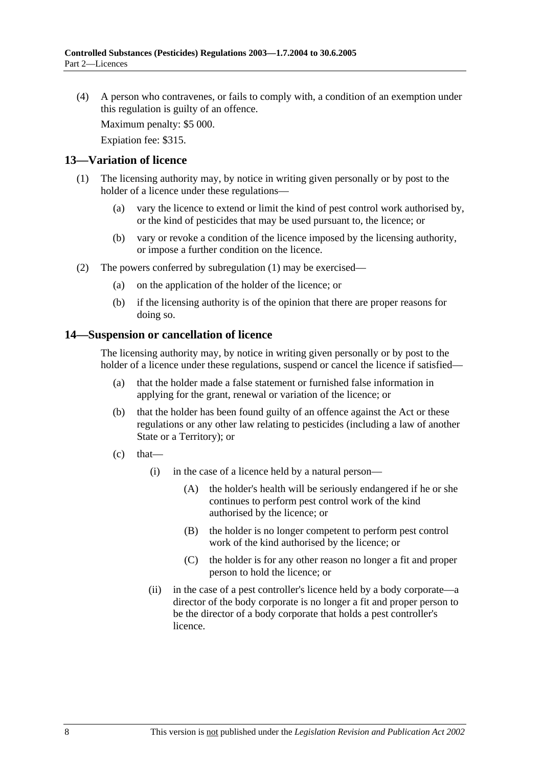(4) A person who contravenes, or fails to comply with, a condition of an exemption under this regulation is guilty of an offence.

Maximum penalty: $5 000.

Expiation fee: $315.

## 13—Variation of licence

(1) The licensing authority may, by notice in writing given personally or by post to the holder of a licence under these regulations—

(a) vary the licence to extend or limit the kind of pest control work authorised by, or the kind of pesticides that may be used pursuant to, the licence; or

(b) vary or revoke a condition of the licence imposed by the licensing authority, or impose a further condition on the licence.

(2) The powers conferred by subregulation (1) may be exercised—

(a) on the application of the holder of the licence; or

(b) if the licensing authority is of the opinion that there are proper reasons for doing so.

## 14—Suspension or cancellation of licence

The licensing authority may, by notice in writing given personally or by post to the holder of a licence under these regulations, suspend or cancel the licence if satisfied—

(a) that the holder made a false statement or furnished false information in applying for the grant, renewal or variation of the licence; or

(b) that the holder has been found guilty of an offence against the Act or these regulations or any other law relating to pesticides (including a law of another State or a Territory); or

(c) that—

(i) in the case of a licence held by a natural person—

(A) the holder's health will be seriously endangered if he or she continues to perform pest control work of the kind authorised by the licence; or

(B) the holder is no longer competent to perform pest control work of the kind authorised by the licence; or

(C) the holder is for any other reason no longer a fit and proper person to hold the licence; or

(ii) in the case of a pest controller's licence held by a body corporate—a director of the body corporate is no longer a fit and proper person to be the director of a body corporate that holds a pest controller's licence.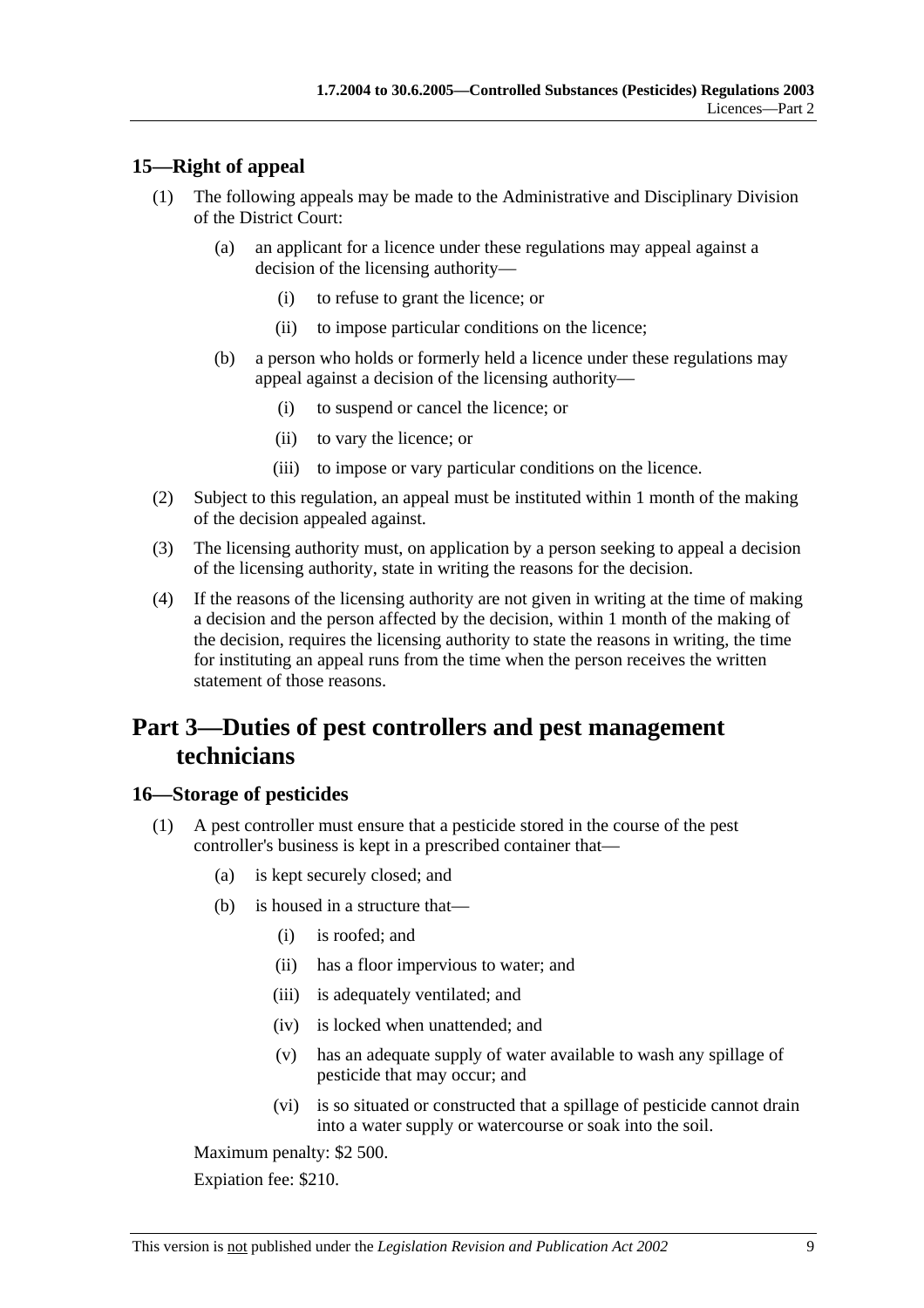## 15—Right of appeal

(1) The following appeals may be made to the Administrative and Disciplinary Division of the District Court:

(a) an applicant for a licence under these regulations may appeal against a decision of the licensing authority—

(i) to refuse to grant the licence; or

(ii) to impose particular conditions on the licence;

(b) a person who holds or formerly held a licence under these regulations may appeal against a decision of the licensing authority—

(i) to suspend or cancel the licence; or

(ii) to vary the licence; or

(iii) to impose or vary particular conditions on the licence.

(2) Subject to this regulation, an appeal must be instituted within 1 month of the making of the decision appealed against.

(3) The licensing authority must, on application by a person seeking to appeal a decision of the licensing authority, state in writing the reasons for the decision.

(4) If the reasons of the licensing authority are not given in writing at the time of making a decision and the person affected by the decision, within 1 month of the making of the decision, requires the licensing authority to state the reasons in writing, the time for instituting an appeal runs from the time when the person receives the written statement of those reasons.

# Part 3—Duties of pest controllers and pest management technicians

## 16—Storage of pesticides

(1) A pest controller must ensure that a pesticide stored in the course of the pest controller's business is kept in a prescribed container that—

(a) is kept securely closed; and

(b) is housed in a structure that—

(i) is roofed; and

(ii) has a floor impervious to water; and

(iii) is adequately ventilated; and

(iv) is locked when unattended; and

(v) has an adequate supply of water available to wash any spillage of pesticide that may occur; and

(vi) is so situated or constructed that a spillage of pesticide cannot drain into a water supply or watercourse or soak into the soil.

Maximum penalty: $2 500.

Expiation fee: $210.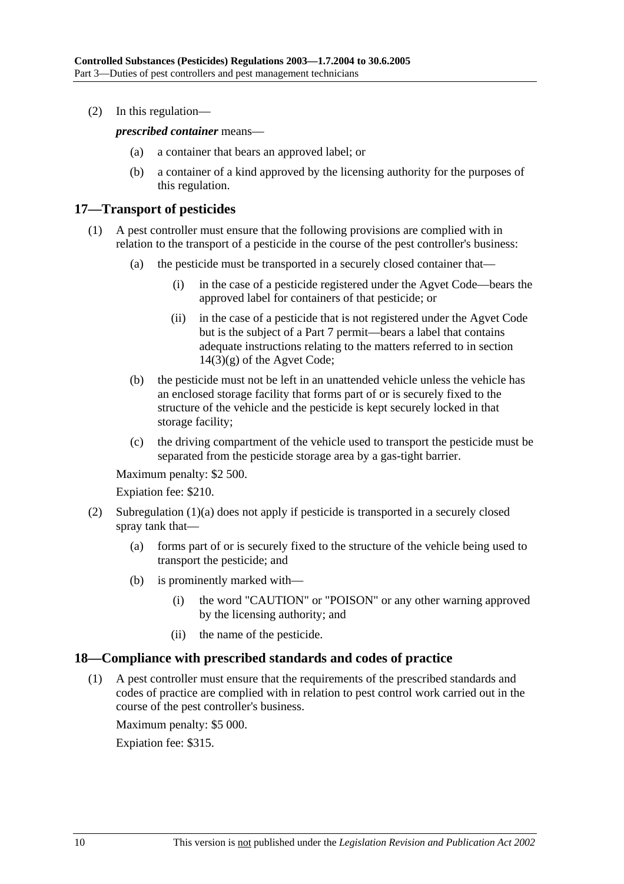(2) In this regulation—

***prescribed container*** means—

(a) a container that bears an approved label; or

(b) a container of a kind approved by the licensing authority for the purposes of this regulation.

## 17—Transport of pesticides

(1) A pest controller must ensure that the following provisions are complied with in relation to the transport of a pesticide in the course of the pest controller's business:

(a) the pesticide must be transported in a securely closed container that—

(i) in the case of a pesticide registered under the Agvet Code—bears the approved label for containers of that pesticide; or

(ii) in the case of a pesticide that is not registered under the Agvet Code but is the subject of a Part 7 permit—bears a label that contains adequate instructions relating to the matters referred to in section 14(3)(g) of the Agvet Code;

(b) the pesticide must not be left in an unattended vehicle unless the vehicle has an enclosed storage facility that forms part of or is securely fixed to the structure of the vehicle and the pesticide is kept securely locked in that storage facility;

(c) the driving compartment of the vehicle used to transport the pesticide must be separated from the pesticide storage area by a gas-tight barrier.

Maximum penalty: $2 500.

Expiation fee: $210.

(2) Subregulation (1)(a) does not apply if pesticide is transported in a securely closed spray tank that—

(a) forms part of or is securely fixed to the structure of the vehicle being used to transport the pesticide; and

(b) is prominently marked with—

(i) the word "CAUTION" or "POISON" or any other warning approved by the licensing authority; and

(ii) the name of the pesticide.

## 18—Compliance with prescribed standards and codes of practice

(1) A pest controller must ensure that the requirements of the prescribed standards and codes of practice are complied with in relation to pest control work carried out in the course of the pest controller's business.

Maximum penalty: $5 000.

Expiation fee: $315.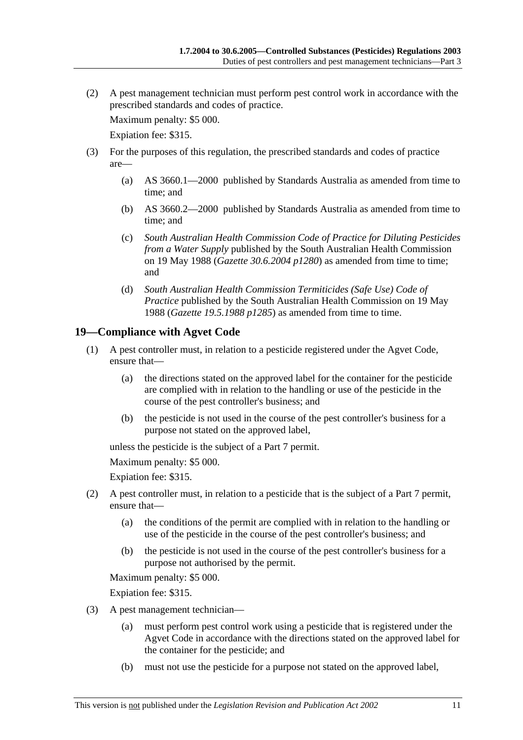(2) A pest management technician must perform pest control work in accordance with the prescribed standards and codes of practice.

Maximum penalty: $5 000.

Expiation fee: $315.

(3) For the purposes of this regulation, the prescribed standards and codes of practice are—

(a) AS 3660.1—2000 published by Standards Australia as amended from time to time; and

(b) AS 3660.2—2000 published by Standards Australia as amended from time to time; and

(c) *South Australian Health Commission Code of Practice for Diluting Pesticides from a Water Supply* published by the South Australian Health Commission on 19 May 1988 (*Gazette 30.6.2004 p1280*) as amended from time to time; and

(d) *South Australian Health Commission Termiticides (Safe Use) Code of Practice* published by the South Australian Health Commission on 19 May 1988 (*Gazette 19.5.1988 p1285*) as amended from time to time.

## 19—Compliance with Agvet Code

(1) A pest controller must, in relation to a pesticide registered under the Agvet Code, ensure that—

(a) the directions stated on the approved label for the container for the pesticide are complied with in relation to the handling or use of the pesticide in the course of the pest controller's business; and

(b) the pesticide is not used in the course of the pest controller's business for a purpose not stated on the approved label,

unless the pesticide is the subject of a Part 7 permit.

Maximum penalty: $5 000.

Expiation fee: $315.

(2) A pest controller must, in relation to a pesticide that is the subject of a Part 7 permit, ensure that—

(a) the conditions of the permit are complied with in relation to the handling or use of the pesticide in the course of the pest controller's business; and

(b) the pesticide is not used in the course of the pest controller's business for a purpose not authorised by the permit.

Maximum penalty: $5 000.

Expiation fee: $315.

(3) A pest management technician—

(a) must perform pest control work using a pesticide that is registered under the Agvet Code in accordance with the directions stated on the approved label for the container for the pesticide; and

(b) must not use the pesticide for a purpose not stated on the approved label,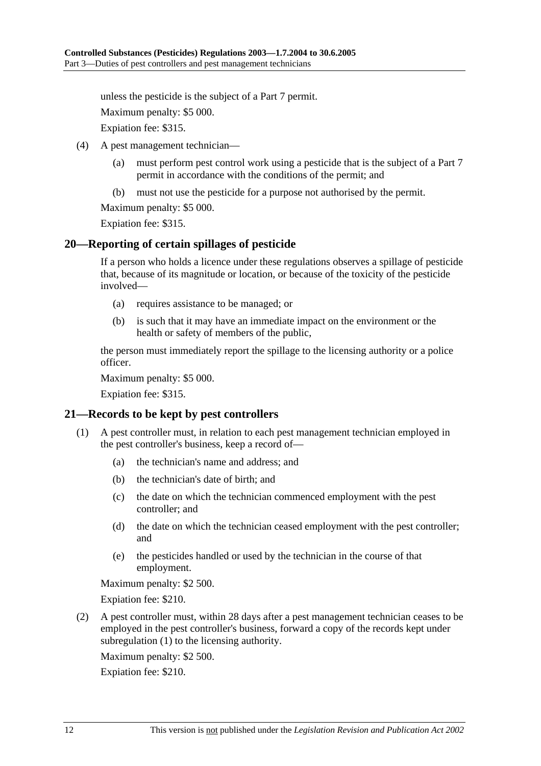unless the pesticide is the subject of a Part 7 permit.

Maximum penalty: $5 000.

Expiation fee: $315.

(4) A pest management technician—

(a) must perform pest control work using a pesticide that is the subject of a Part 7 permit in accordance with the conditions of the permit; and

(b) must not use the pesticide for a purpose not authorised by the permit.

Maximum penalty: $5 000.

Expiation fee: $315.

## 20—Reporting of certain spillages of pesticide

If a person who holds a licence under these regulations observes a spillage of pesticide that, because of its magnitude or location, or because of the toxicity of the pesticide involved—

(a) requires assistance to be managed; or

(b) is such that it may have an immediate impact on the environment or the health or safety of members of the public,

the person must immediately report the spillage to the licensing authority or a police officer.

Maximum penalty: $5 000.

Expiation fee: $315.

## 21—Records to be kept by pest controllers

(1) A pest controller must, in relation to each pest management technician employed in the pest controller's business, keep a record of—

(a) the technician's name and address; and

(b) the technician's date of birth; and

(c) the date on which the technician commenced employment with the pest controller; and

(d) the date on which the technician ceased employment with the pest controller; and

(e) the pesticides handled or used by the technician in the course of that employment.

Maximum penalty: $2 500.

Expiation fee: $210.

(2) A pest controller must, within 28 days after a pest management technician ceases to be employed in the pest controller's business, forward a copy of the records kept under subregulation (1) to the licensing authority.

Maximum penalty: $2 500.

Expiation fee: $210.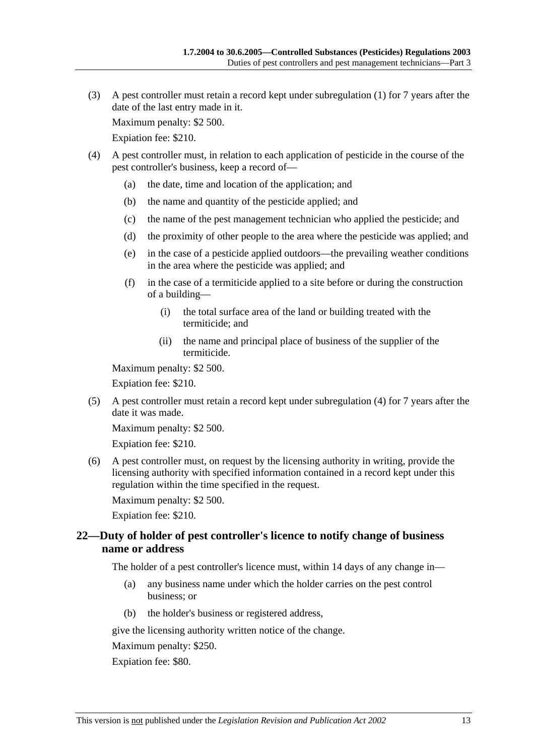(3) A pest controller must retain a record kept under subregulation (1) for 7 years after the date of the last entry made in it.

Maximum penalty: $2 500.

Expiation fee: $210.

(4) A pest controller must, in relation to each application of pesticide in the course of the pest controller's business, keep a record of—

(a) the date, time and location of the application; and

(b) the name and quantity of the pesticide applied; and

(c) the name of the pest management technician who applied the pesticide; and

(d) the proximity of other people to the area where the pesticide was applied; and

(e) in the case of a pesticide applied outdoors—the prevailing weather conditions in the area where the pesticide was applied; and

(f) in the case of a termiticide applied to a site before or during the construction of a building—

(i) the total surface area of the land or building treated with the termiticide; and

(ii) the name and principal place of business of the supplier of the termiticide.

Maximum penalty: $2 500.

Expiation fee: $210.

(5) A pest controller must retain a record kept under subregulation (4) for 7 years after the date it was made.

Maximum penalty: $2 500.

Expiation fee: $210.

(6) A pest controller must, on request by the licensing authority in writing, provide the licensing authority with specified information contained in a record kept under this regulation within the time specified in the request.

Maximum penalty: $2 500.

Expiation fee: $210.

## 22—Duty of holder of pest controller's licence to notify change of business name or address

The holder of a pest controller's licence must, within 14 days of any change in—

(a) any business name under which the holder carries on the pest control business; or

(b) the holder's business or registered address,

give the licensing authority written notice of the change.

Maximum penalty: $250.

Expiation fee: $80.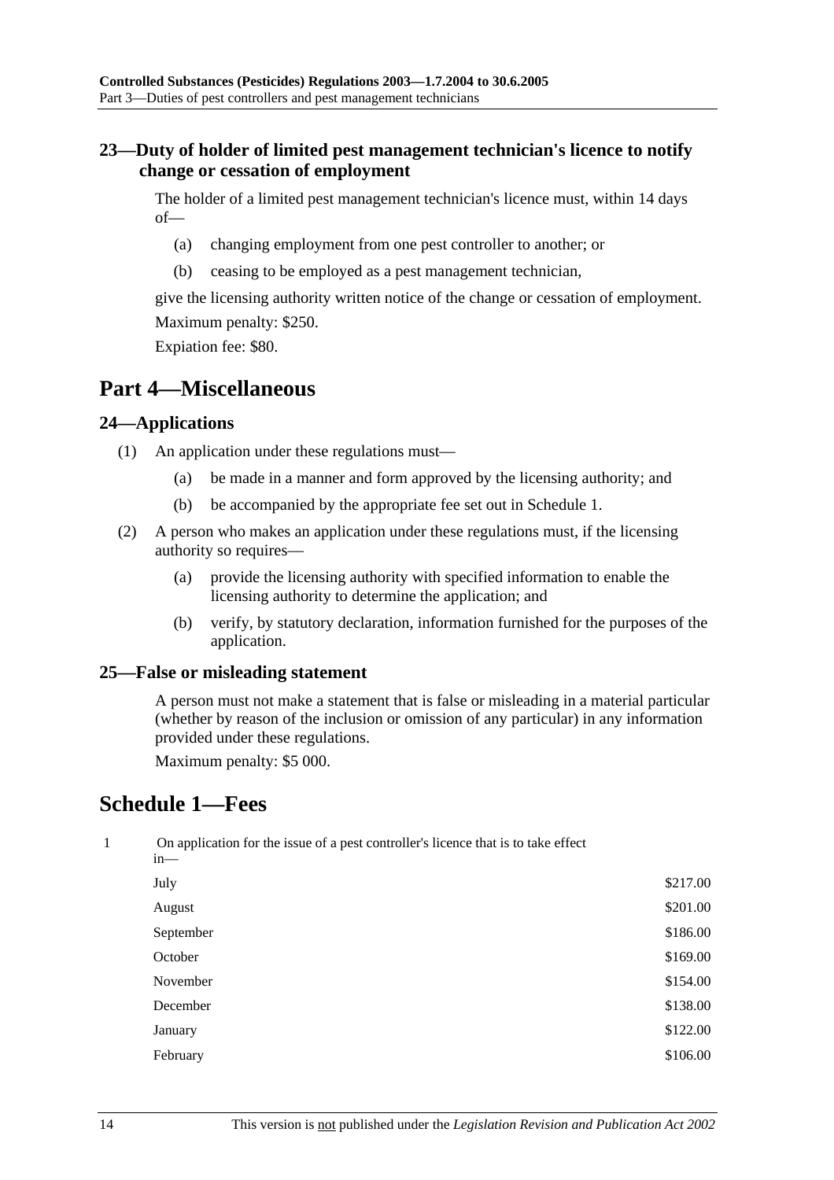### 23—Duty of holder of limited pest management technician's licence to notify change or cessation of employment

The holder of a limited pest management technician's licence must, within 14 days of—

- (a) changing employment from one pest controller to another; or
- (b) ceasing to be employed as a pest management technician,

give the licensing authority written notice of the change or cessation of employment.

Maximum penalty: $250.

Expiation fee: $80.

## Part 4—Miscellaneous

### 24—Applications

(1) An application under these regulations must—

- (a) be made in a manner and form approved by the licensing authority; and
- (b) be accompanied by the appropriate fee set out in Schedule 1.

(2) A person who makes an application under these regulations must, if the licensing authority so requires—

- (a) provide the licensing authority with specified information to enable the licensing authority to determine the application; and
- (b) verify, by statutory declaration, information furnished for the purposes of the application.

### 25—False or misleading statement

A person must not make a statement that is false or misleading in a material particular (whether by reason of the inclusion or omission of any particular) in any information provided under these regulations.

Maximum penalty: $5 000.

## Schedule 1—Fees

| | | |
|---|---|---|
| 1 | On application for the issue of a pest controller's licence that is to take effect in— | |
| | July | $217.00 |
| | August | $201.00 |
| | September | $186.00 |
| | October | $169.00 |
| | November | $154.00 |
| | December | $138.00 |
| | January | $122.00 |
| | February | $106.00 |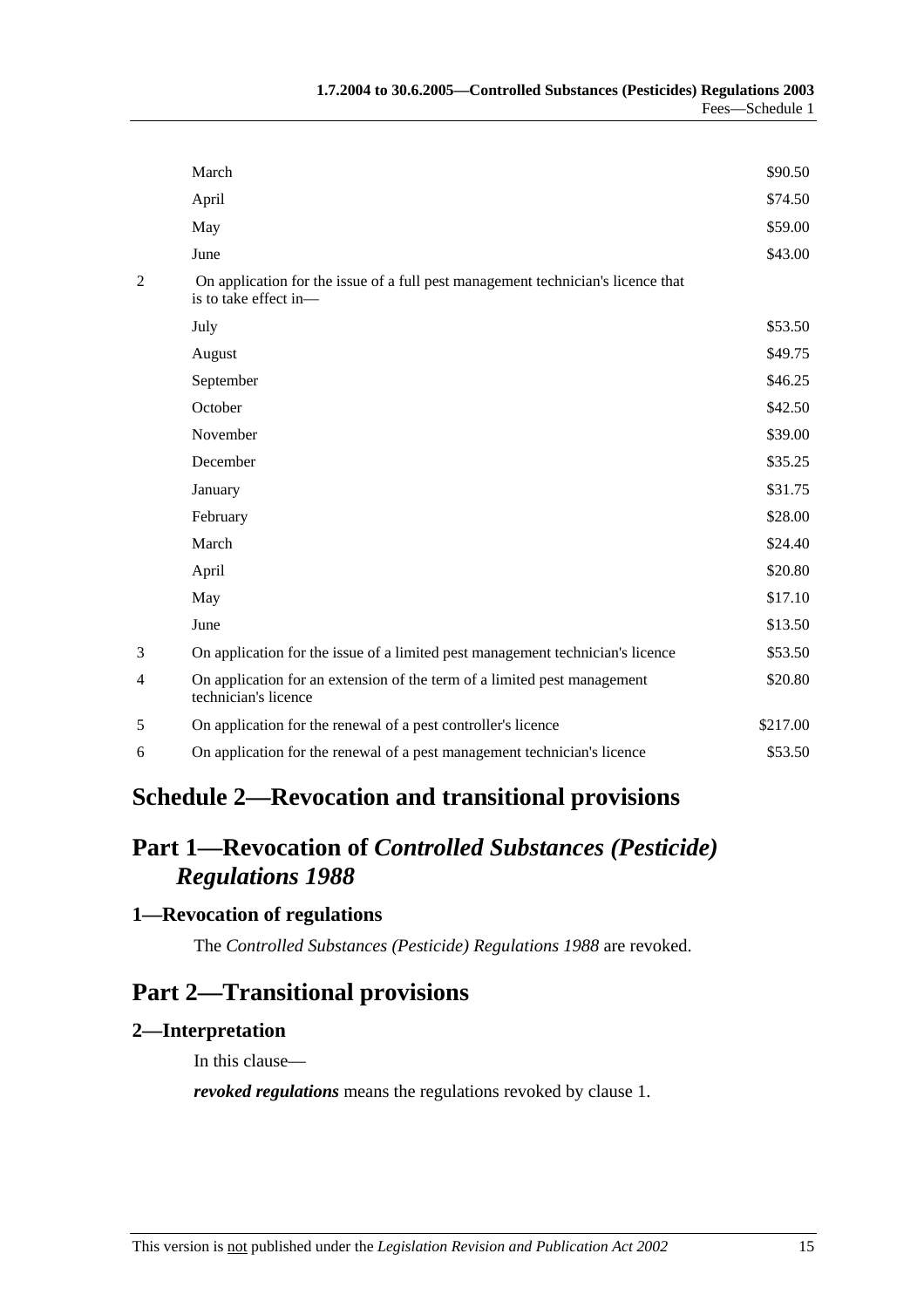| | | |
|---|---|---|
| | March | $90.50 |
| | April | $74.50 |
| | May | $59.00 |
| | June | $43.00 |
| 2 | On application for the issue of a full pest management technician's licence that is to take effect in— | |
| | July | $53.50 |
| | August | $49.75 |
| | September | $46.25 |
| | October | $42.50 |
| | November | $39.00 |
| | December | $35.25 |
| | January | $31.75 |
| | February | $28.00 |
| | March | $24.40 |
| | April | $20.80 |
| | May | $17.10 |
| | June | $13.50 |
| 3 | On application for the issue of a limited pest management technician's licence | $53.50 |
| 4 | On application for an extension of the term of a limited pest management technician's licence | $20.80 |
| 5 | On application for the renewal of a pest controller's licence | $217.00 |
| 6 | On application for the renewal of a pest management technician's licence | $53.50 |

# Schedule 2—Revocation and transitional provisions

## Part 1—Revocation of *Controlled Substances (Pesticide) Regulations 1988*

### 1—Revocation of regulations

The *Controlled Substances (Pesticide) Regulations 1988* are revoked.

## Part 2—Transitional provisions

### 2—Interpretation

In this clause—

***revoked regulations*** means the regulations revoked by clause 1.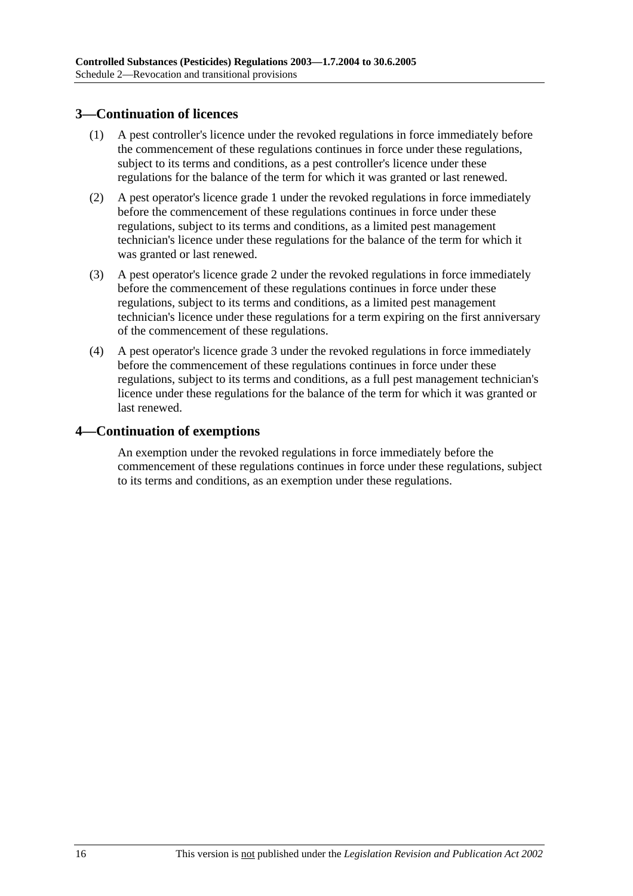## 3—Continuation of licences

(1) A pest controller's licence under the revoked regulations in force immediately before the commencement of these regulations continues in force under these regulations, subject to its terms and conditions, as a pest controller's licence under these regulations for the balance of the term for which it was granted or last renewed.

(2) A pest operator's licence grade 1 under the revoked regulations in force immediately before the commencement of these regulations continues in force under these regulations, subject to its terms and conditions, as a limited pest management technician's licence under these regulations for the balance of the term for which it was granted or last renewed.

(3) A pest operator's licence grade 2 under the revoked regulations in force immediately before the commencement of these regulations continues in force under these regulations, subject to its terms and conditions, as a limited pest management technician's licence under these regulations for a term expiring on the first anniversary of the commencement of these regulations.

(4) A pest operator's licence grade 3 under the revoked regulations in force immediately before the commencement of these regulations continues in force under these regulations, subject to its terms and conditions, as a full pest management technician's licence under these regulations for the balance of the term for which it was granted or last renewed.

## 4—Continuation of exemptions

An exemption under the revoked regulations in force immediately before the commencement of these regulations continues in force under these regulations, subject to its terms and conditions, as an exemption under these regulations.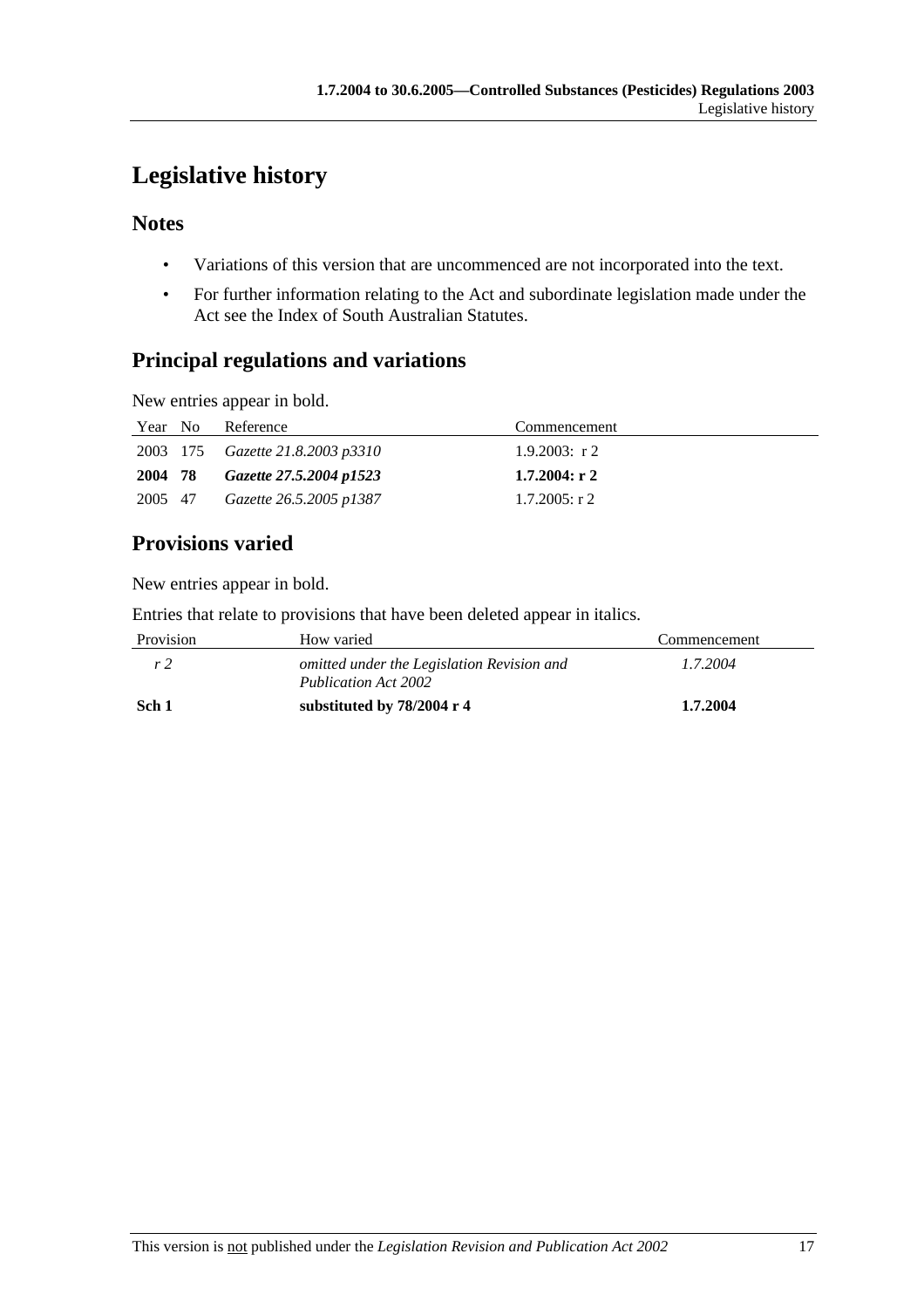# Legislative history

## Notes

- Variations of this version that are uncommenced are not incorporated into the text.
- For further information relating to the Act and subordinate legislation made under the Act see the Index of South Australian Statutes.

## Principal regulations and variations

New entries appear in bold.

| Year | No | Reference | Commencement |
|---|---|---|---|
| 2003 | 175 | *Gazette 21.8.2003 p3310* | 1.9.2003: r 2 |
| **2004** | **78** | ***Gazette 27.5.2004 p1523*** | **1.7.2004: r 2** |
| 2005 | 47 | *Gazette 26.5.2005 p1387* | 1.7.2005: r 2 |

## Provisions varied

New entries appear in bold.

Entries that relate to provisions that have been deleted appear in italics.

| Provision | How varied | Commencement |
|---|---|---|
| *r 2* | *omitted under the Legislation Revision and Publication Act 2002* | *1.7.2004* |
| **Sch 1** | **substituted by 78/2004 r 4** | **1.7.2004** |